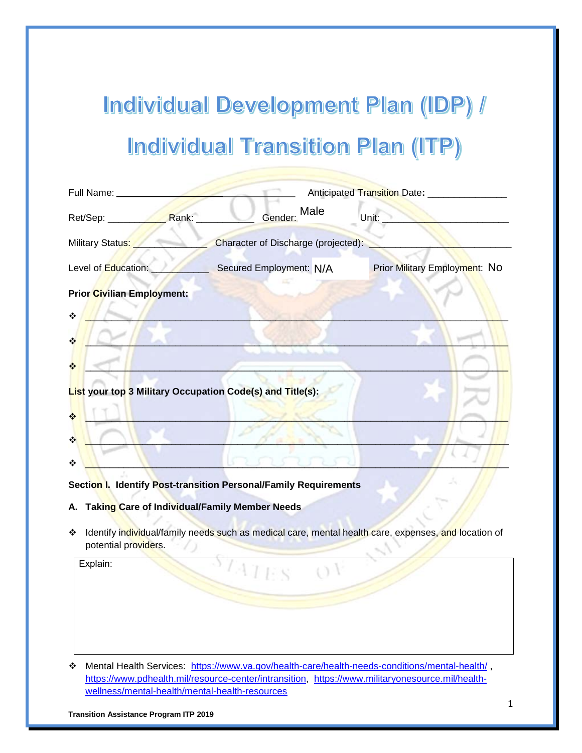# Individual Development Plan (IDP) / Individual Transition Plan (ITP)

Full Name: ________________________________ Anticipated Transition Date**:** ______________

Ret/Sep: __________ Rank: __________ Gender: Male Unit: ______________________

Military Status: _____________ Character of Discharge (projected): _________________________

Level of Education: __________ Secured Employment: N/A Prior Military Employment: No

**Prior Civilian Employment:**

- ______________________________________________________________________________
- ______________________________________________________________________________
- ______________________________________________________________________________

**List your top 3 Military Occupation Code(s) and Title(s):**

- ______________________________________________________________________________
- ______________________________________________________________________________
- ______________________________________________________________________________

**Section I. Identify Post-transition Personal/Family Requirements**

**A. Taking Care of Individual/Family Member Needs**

- Identify individual/family needs such as medical care, mental health care, expenses, and location of potential providers.

| Explain: |
|---|
| |

- Mental Health Services: https://www.va.gov/health-care/health-needs-conditions/mental-health/ , https://www.pdhealth.mil/resource-center/intransition, https://www.militaryonesource.mil/health-wellness/mental-health/mental-health-resources

**Transition Assistance Program ITP 2019**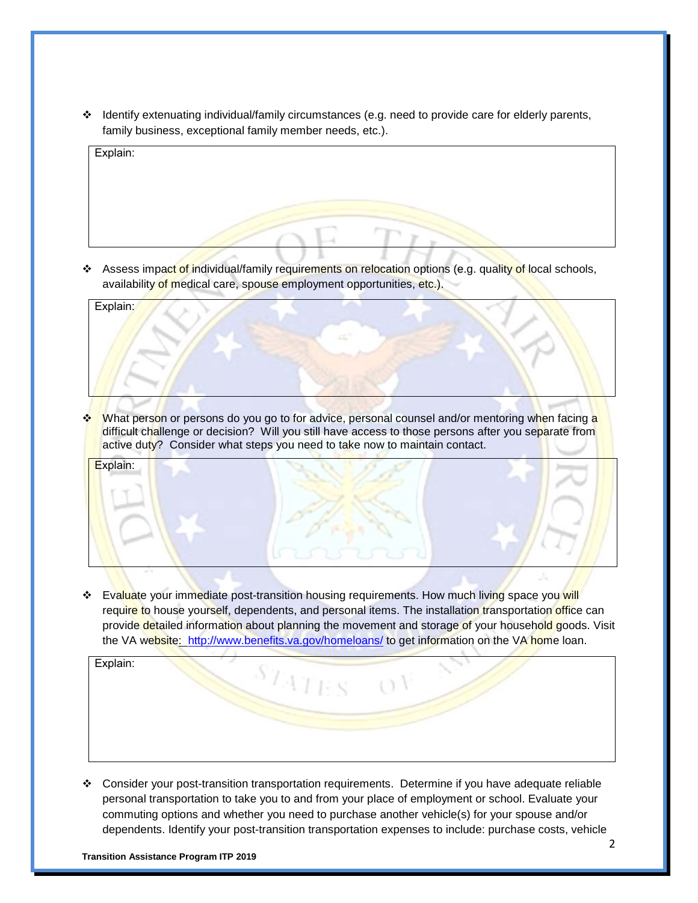- Identify extenuating individual/family circumstances (e.g. need to provide care for elderly parents, family business, exceptional family member needs, etc.).

| Explain: |
|---|
| |

- Assess impact of individual/family requirements on relocation options (e.g. quality of local schools, availability of medical care, spouse employment opportunities, etc.).

| Explain: |
|---|
| |

- What person or persons do you go to for advice, personal counsel and/or mentoring when facing a difficult challenge or decision? Will you still have access to those persons after you separate from active duty? Consider what steps you need to take now to maintain contact.

| Explain: |
|---|
| |

- Evaluate your immediate post-transition housing requirements. How much living space you will require to house yourself, dependents, and personal items. The installation transportation office can provide detailed information about planning the movement and storage of your household goods. Visit the VA website: http://www.benefits.va.gov/homeloans/ to get information on the VA home loan.

| Explain: |
|---|
| |

- Consider your post-transition transportation requirements. Determine if you have adequate reliable personal transportation to take you to and from your place of employment or school. Evaluate your commuting options and whether you need to purchase another vehicle(s) for your spouse and/or dependents. Identify your post-transition transportation expenses to include: purchase costs, vehicle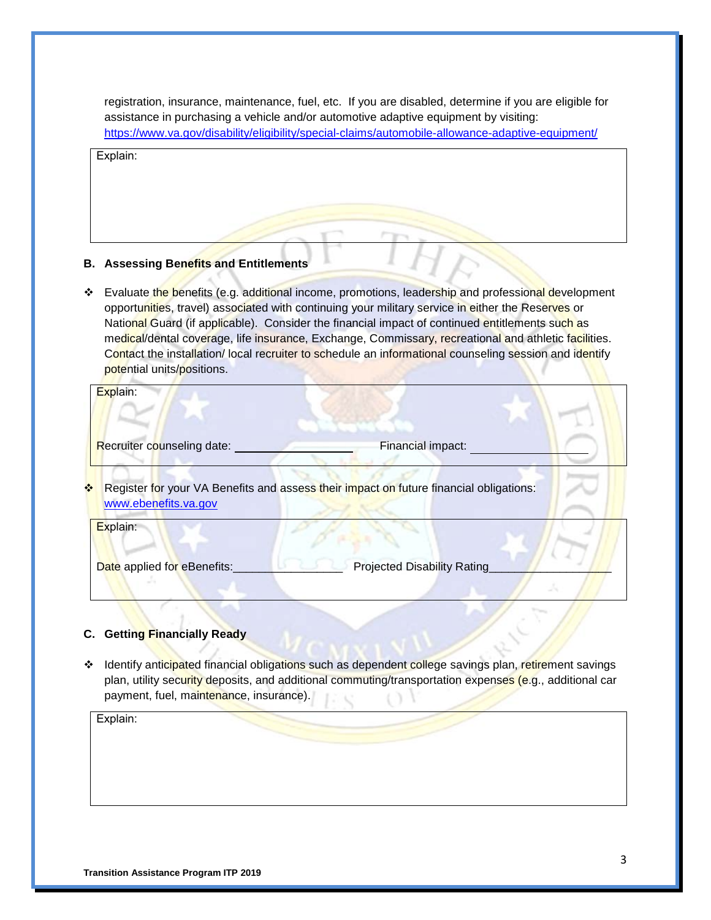registration, insurance, maintenance, fuel, etc. If you are disabled, determine if you are eligible for assistance in purchasing a vehicle and/or automotive adaptive equipment by visiting: https://www.va.gov/disability/eligibility/special-claims/automobile-allowance-adaptive-equipment/

Explain:

### B. Assessing Benefits and Entitlements

- Evaluate the benefits (e.g. additional income, promotions, leadership and professional development opportunities, travel) associated with continuing your military service in either the Reserves or National Guard (if applicable). Consider the financial impact of continued entitlements such as medical/dental coverage, life insurance, Exchange, Commissary, recreational and athletic facilities. Contact the installation/ local recruiter to schedule an informational counseling session and identify potential units/positions.

Explain:

Recruiter counseling date: ____________________ Financial impact: ____________________

- Register for your VA Benefits and assess their impact on future financial obligations: www.ebenefits.va.gov

Explain:

Date applied for eBenefits:________________ Projected Disability Rating___________________

### C. Getting Financially Ready

- Identify anticipated financial obligations such as dependent college savings plan, retirement savings plan, utility security deposits, and additional commuting/transportation expenses (e.g., additional car payment, fuel, maintenance, insurance).

Explain:

**Transition Assistance Program ITP 2019**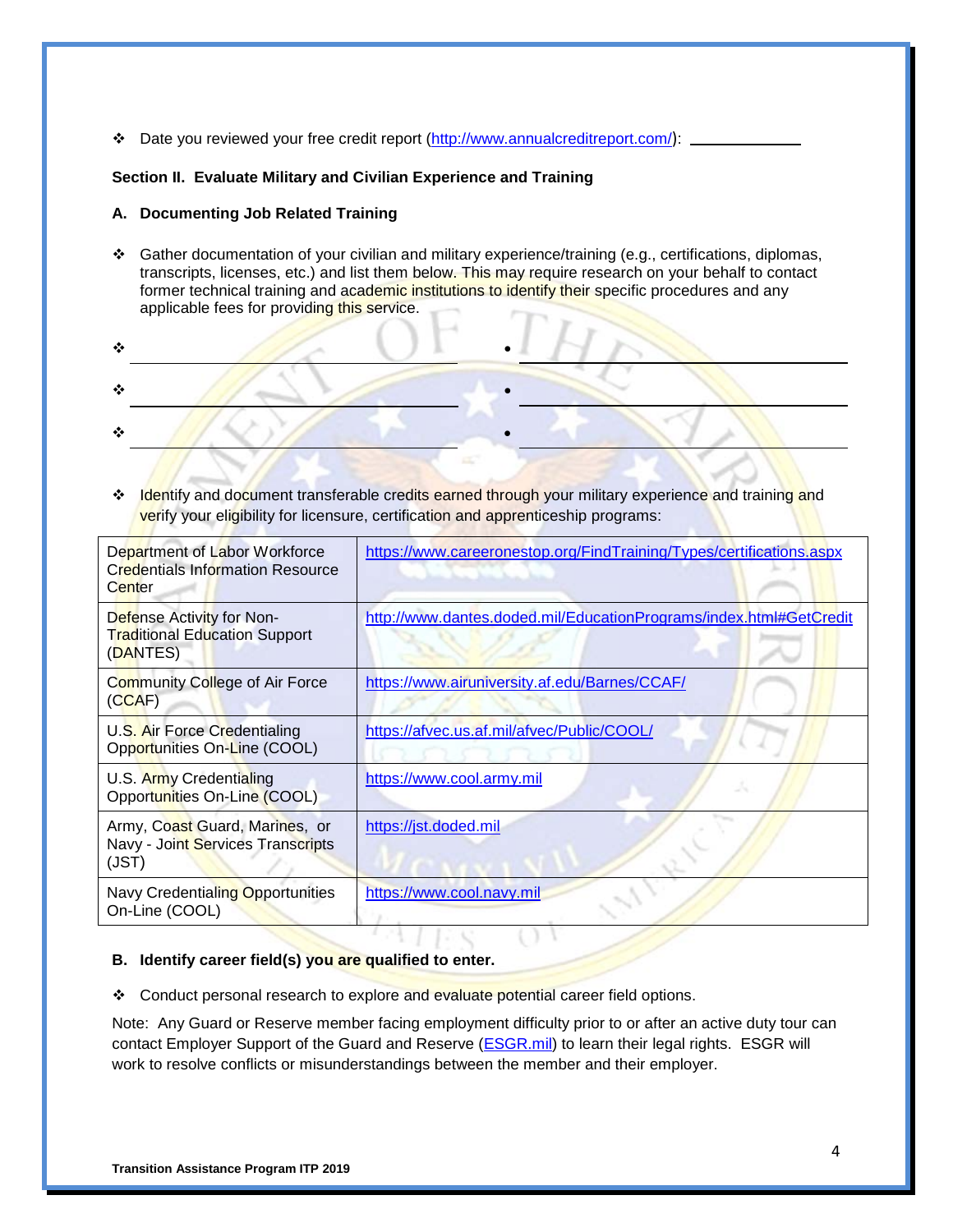- Date you reviewed your free credit report (http://www.annualcreditreport.com/): ____________

**Section II. Evaluate Military and Civilian Experience and Training**

**A. Documenting Job Related Training**

- Gather documentation of your civilian and military experience/training (e.g., certifications, diplomas, transcripts, licenses, etc.) and list them below. This may require research on your behalf to contact former technical training and academic institutions to identify their specific procedures and any applicable fees for providing this service.

- ______________________________ • ______________________________
- ______________________________ • ______________________________
- ______________________________ • ______________________________

- Identify and document transferable credits earned through your military experience and training and verify your eligibility for licensure, certification and apprenticeship programs:

| | |
|---|---|
| Department of Labor Workforce Credentials Information Resource Center | https://www.careeronestop.org/FindTraining/Types/certifications.aspx |
| Defense Activity for Non-Traditional Education Support (DANTES) | http://www.dantes.doded.mil/EducationPrograms/index.html#GetCredit |
| Community College of Air Force (CCAF) | https://www.airuniversity.af.edu/Barnes/CCAF/ |
| U.S. Air Force Credentialing Opportunities On-Line (COOL) | https://afvec.us.af.mil/afvec/Public/COOL/ |
| U.S. Army Credentialing Opportunities On-Line (COOL) | https://www.cool.army.mil |
| Army, Coast Guard, Marines, or Navy - Joint Services Transcripts (JST) | https://jst.doded.mil |
| Navy Credentialing Opportunities On-Line (COOL) | https://www.cool.navy.mil |

**B. Identify career field(s) you are qualified to enter.**

- Conduct personal research to explore and evaluate potential career field options.

Note: Any Guard or Reserve member facing employment difficulty prior to or after an active duty tour can contact Employer Support of the Guard and Reserve (ESGR.mil) to learn their legal rights. ESGR will work to resolve conflicts or misunderstandings between the member and their employer.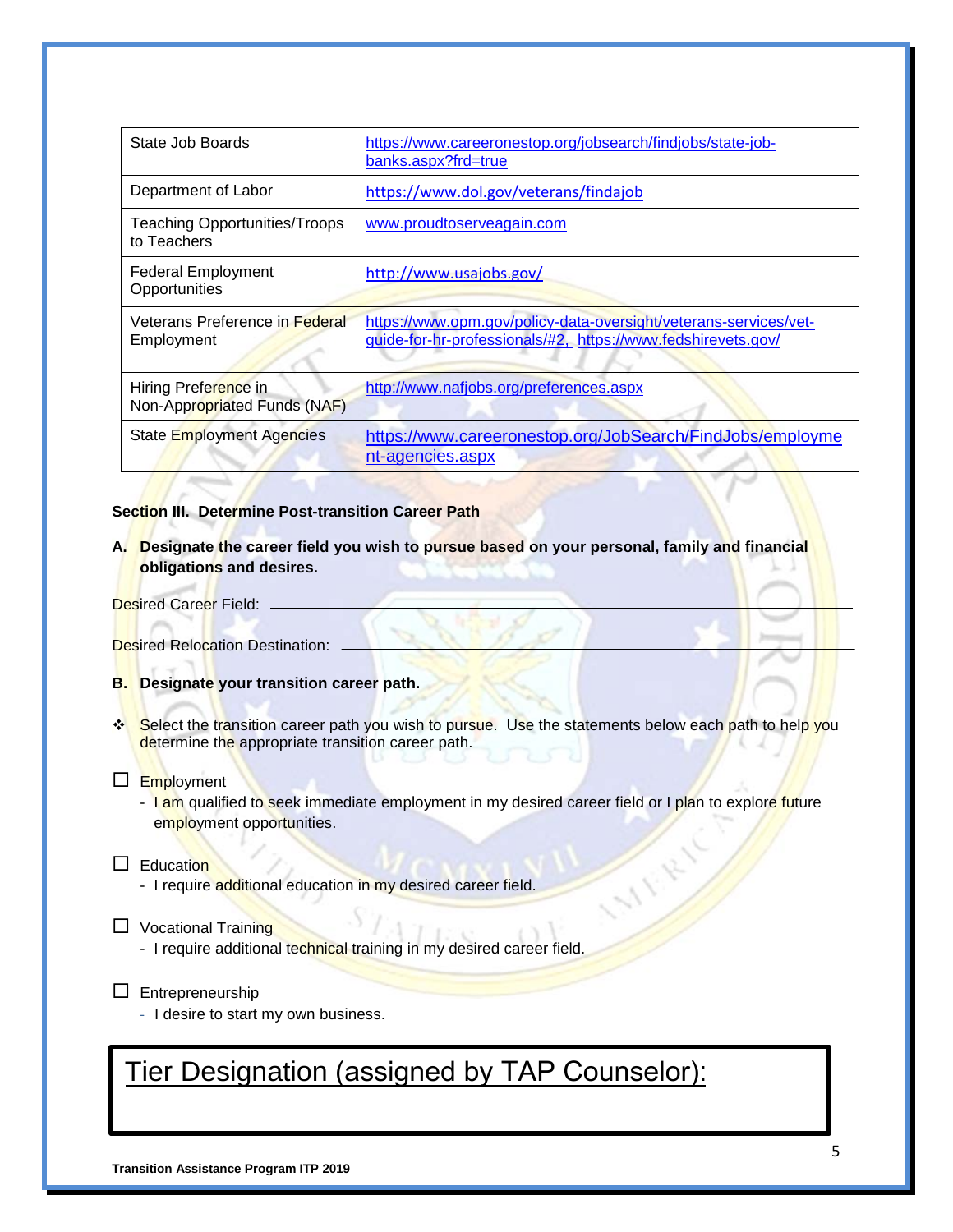| | |
|---|---|
| State Job Boards | https://www.careeronestop.org/jobsearch/findjobs/state-job-banks.aspx?frd=true |
| Department of Labor | https://www.dol.gov/veterans/findajob |
| Teaching Opportunities/Troops to Teachers | www.proudtoserveagain.com |
| Federal Employment Opportunities | http://www.usajobs.gov/ |
| Veterans Preference in Federal Employment | https://www.opm.gov/policy-data-oversight/veterans-services/vet-guide-for-hr-professionals/#2, https://www.fedshirevets.gov/ |
| Hiring Preference in Non-Appropriated Funds (NAF) | http://www.nafjobs.org/preferences.aspx |
| State Employment Agencies | https://www.careeronestop.org/JobSearch/FindJobs/employment-agencies.aspx |

**Section III. Determine Post-transition Career Path**

**A. Designate the career field you wish to pursue based on your personal, family and financial obligations and desires.**

Desired Career Field: ______________________________________________

Desired Relocation Destination: ______________________________________________

**B. Designate your transition career path.**

❖ Select the transition career path you wish to pursue. Use the statements below each path to help you determine the appropriate transition career path.

☐ Employment
- I am qualified to seek immediate employment in my desired career field or I plan to explore future employment opportunities.

☐ Education
- I require additional education in my desired career field.

☐ Vocational Training
- I require additional technical training in my desired career field.

☐ Entrepreneurship
- I desire to start my own business.

| Tier Designation (assigned by TAP Counselor): |
|---|
| |

**Transition Assistance Program ITP 2019**